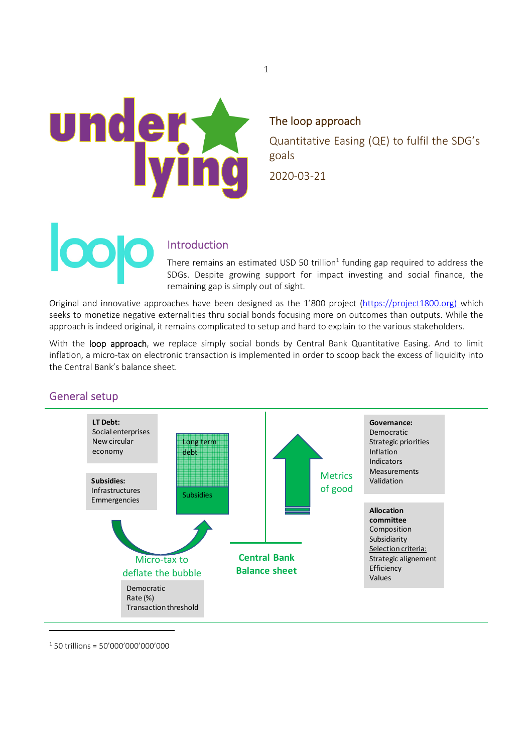The loop approach

Quantitative Easing (QE) to fulfil the SDG's goals

2020-03-21

## Introduction

There remains an estimated USD 50 trillion[1] funding gap required to address the SDGs. Despite growing support for impact investing and social finance, the remaining gap is simply out of sight.

Original and innovative approaches have been designed as the 1'800 project (https://project1800.org) which seeks to monetize negative externalities thru social bonds focusing more on outcomes than outputs. While the approach is indeed original, it remains complicated to setup and hard to explain to the various stakeholders.

With the loop approach, we replace simply social bonds by Central Bank Quantitative Easing. And to limit inflation, a micro-tax on electronic transaction is implemented in order to scoop back the excess of liquidity into the Central Bank's balance sheet.

## General setup

**LT Debt:**
Social enterprises
New circular economy

**Subsidies:**
Infrastructures
Emergencies

Long term debt

Subsidies

Micro-tax to deflate the bubble

Democratic
Rate (%)
Transaction threshold

Central Bank Balance sheet

Metrics of good

**Governance:**
Democratic
Strategic priorities
Inflation
Indicators
Measurements
Validation

**Allocation committee**
Composition
Subsidiarity
Selection criteria:
Strategic alignement
Efficiency
Values

[1] 50 trillions = 50'000'000'000'000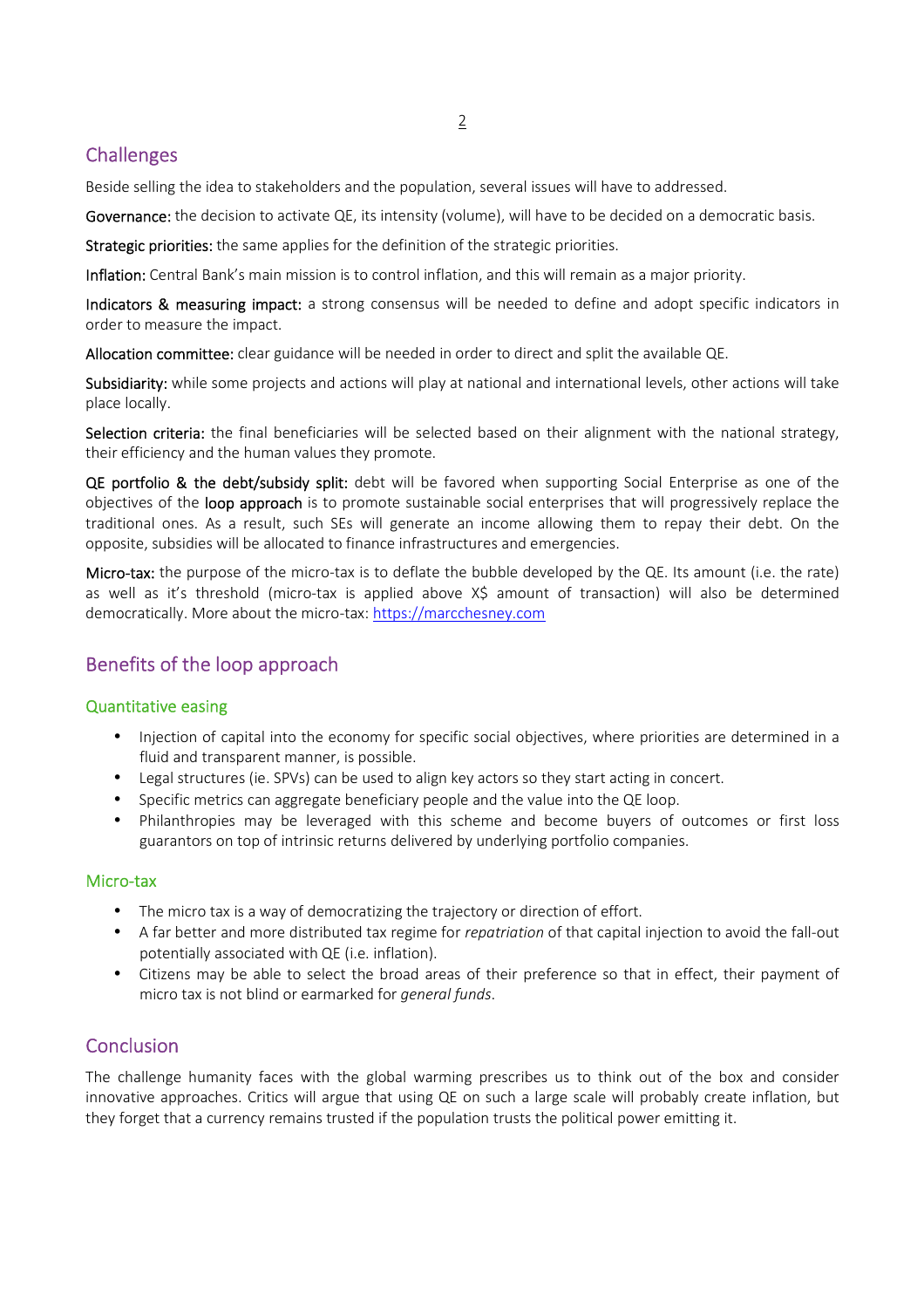## Challenges

Beside selling the idea to stakeholders and the population, several issues will have to addressed.

**Governance:** the decision to activate QE, its intensity (volume), will have to be decided on a democratic basis.

**Strategic priorities:** the same applies for the definition of the strategic priorities.

**Inflation:** Central Bank's main mission is to control inflation, and this will remain as a major priority.

**Indicators & measuring impact:** a strong consensus will be needed to define and adopt specific indicators in order to measure the impact.

**Allocation committee:** clear guidance will be needed in order to direct and split the available QE.

**Subsidiarity:** while some projects and actions will play at national and international levels, other actions will take place locally.

**Selection criteria:** the final beneficiaries will be selected based on their alignment with the national strategy, their efficiency and the human values they promote.

**QE portfolio & the debt/subsidy split:** debt will be favored when supporting Social Enterprise as one of the objectives of the **loop approach** is to promote sustainable social enterprises that will progressively replace the traditional ones. As a result, such SEs will generate an income allowing them to repay their debt. On the opposite, subsidies will be allocated to finance infrastructures and emergencies.

**Micro-tax:** the purpose of the micro-tax is to deflate the bubble developed by the QE. Its amount (i.e. the rate) as well as it's threshold (micro-tax is applied above X$ amount of transaction) will also be determined democratically. More about the micro-tax: [https://marcchesney.com](https://marcchesney.com)

## Benefits of the loop approach

### Quantitative easing

- Injection of capital into the economy for specific social objectives, where priorities are determined in a fluid and transparent manner, is possible.
- Legal structures (ie. SPVs) can be used to align key actors so they start acting in concert.
- Specific metrics can aggregate beneficiary people and the value into the QE loop.
- Philanthropies may be leveraged with this scheme and become buyers of outcomes or first loss guarantors on top of intrinsic returns delivered by underlying portfolio companies.

### Micro-tax

- The micro tax is a way of democratizing the trajectory or direction of effort.
- A far better and more distributed tax regime for *repatriation* of that capital injection to avoid the fall-out potentially associated with QE (i.e. inflation).
- Citizens may be able to select the broad areas of their preference so that in effect, their payment of micro tax is not blind or earmarked for *general funds*.

## Conclusion

The challenge humanity faces with the global warming prescribes us to think out of the box and consider innovative approaches. Critics will argue that using QE on such a large scale will probably create inflation, but they forget that a currency remains trusted if the population trusts the political power emitting it.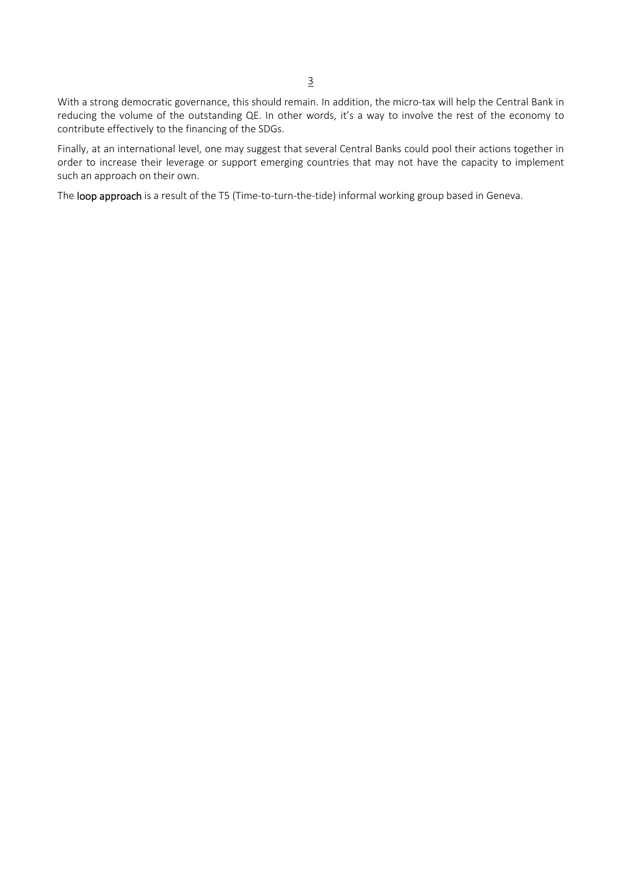With a strong democratic governance, this should remain. In addition, the micro-tax will help the Central Bank in reducing the volume of the outstanding QE. In other words, it's a way to involve the rest of the economy to contribute effectively to the financing of the SDGs.

Finally, at an international level, one may suggest that several Central Banks could pool their actions together in order to increase their leverage or support emerging countries that may not have the capacity to implement such an approach on their own.

The loop approach is a result of the T5 (Time-to-turn-the-tide) informal working group based in Geneva.